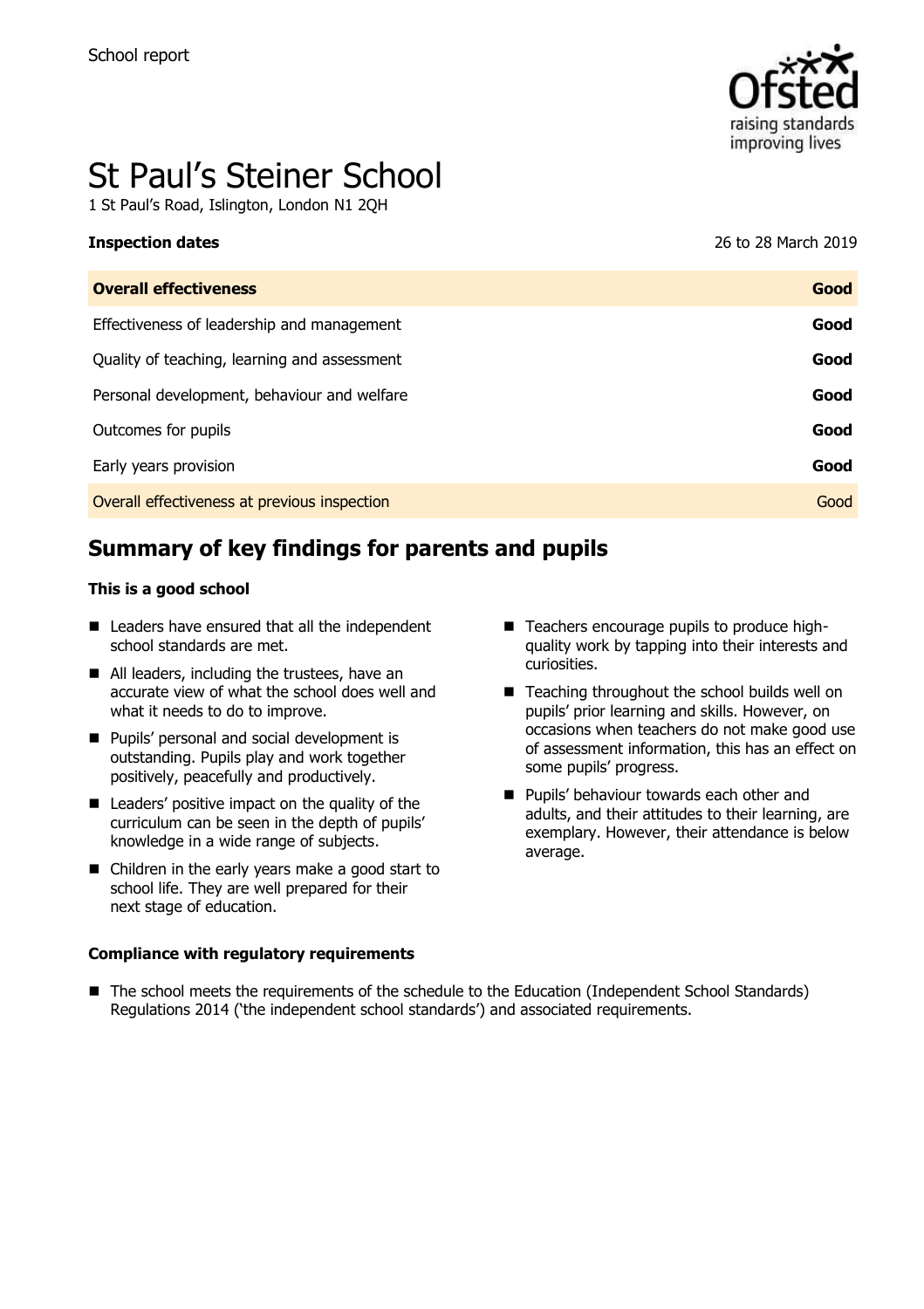School report

# St Paul's Steiner School

1 St Paul's Road, Islington, London N1 2QH

**Inspection dates** 26 to 28 March 2019

| **Overall effectiveness** | **Good** |
| --- | --- |
| Effectiveness of leadership and management | **Good** |
| Quality of teaching, learning and assessment | **Good** |
| Personal development, behaviour and welfare | **Good** |
| Outcomes for pupils | **Good** |
| Early years provision | **Good** |
| Overall effectiveness at previous inspection | Good |

## Summary of key findings for parents and pupils

### This is a good school

- Leaders have ensured that all the independent school standards are met.
- All leaders, including the trustees, have an accurate view of what the school does well and what it needs to do to improve.
- Pupils' personal and social development is outstanding. Pupils play and work together positively, peacefully and productively.
- Leaders' positive impact on the quality of the curriculum can be seen in the depth of pupils' knowledge in a wide range of subjects.
- Children in the early years make a good start to school life. They are well prepared for their next stage of education.
- Teachers encourage pupils to produce high-quality work by tapping into their interests and curiosities.
- Teaching throughout the school builds well on pupils' prior learning and skills. However, on occasions when teachers do not make good use of assessment information, this has an effect on some pupils' progress.
- Pupils' behaviour towards each other and adults, and their attitudes to their learning, are exemplary. However, their attendance is below average.

### Compliance with regulatory requirements

- The school meets the requirements of the schedule to the Education (Independent School Standards) Regulations 2014 ('the independent school standards') and associated requirements.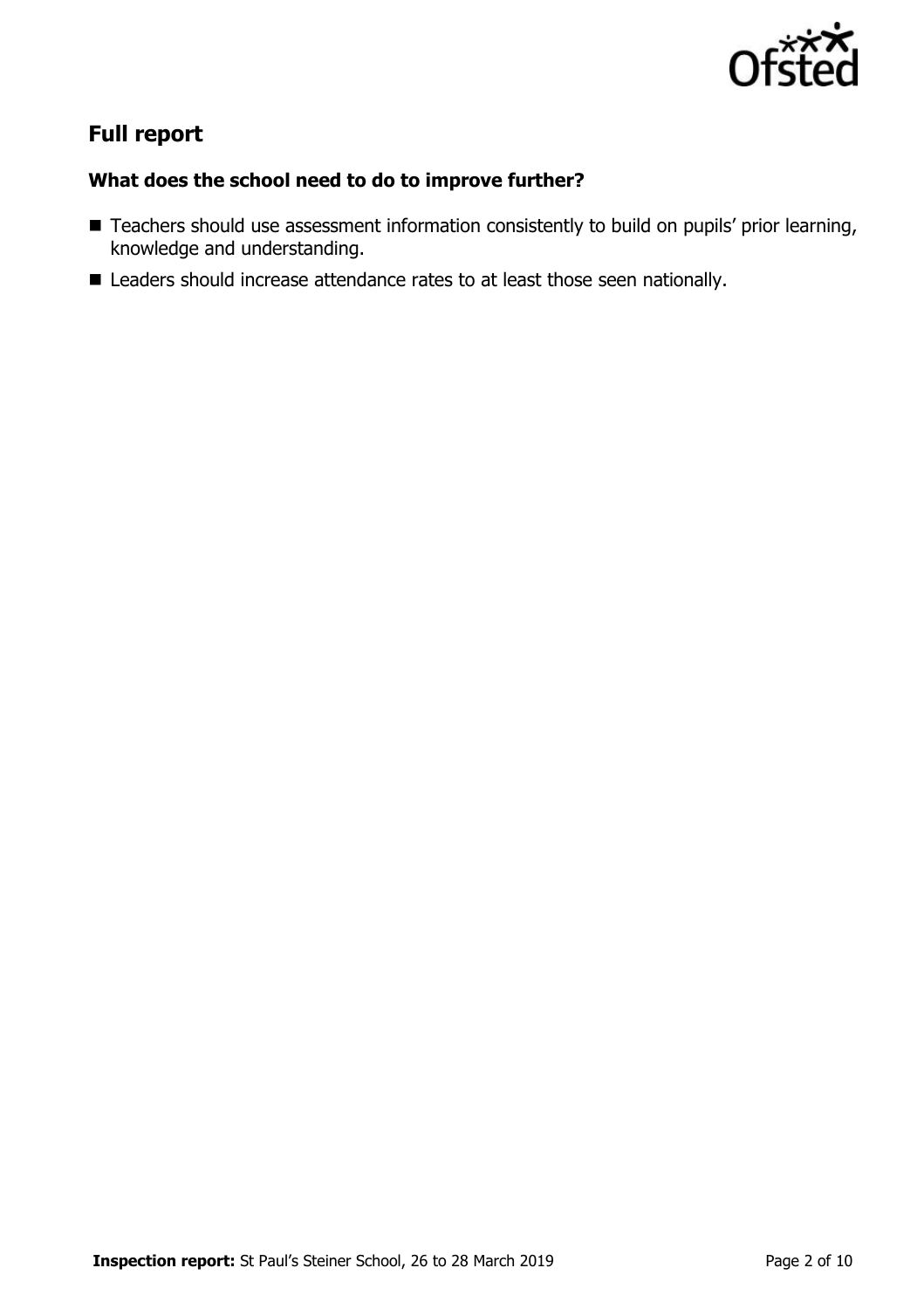## Full report

### What does the school need to do to improve further?

- Teachers should use assessment information consistently to build on pupils' prior learning, knowledge and understanding.
- Leaders should increase attendance rates to at least those seen nationally.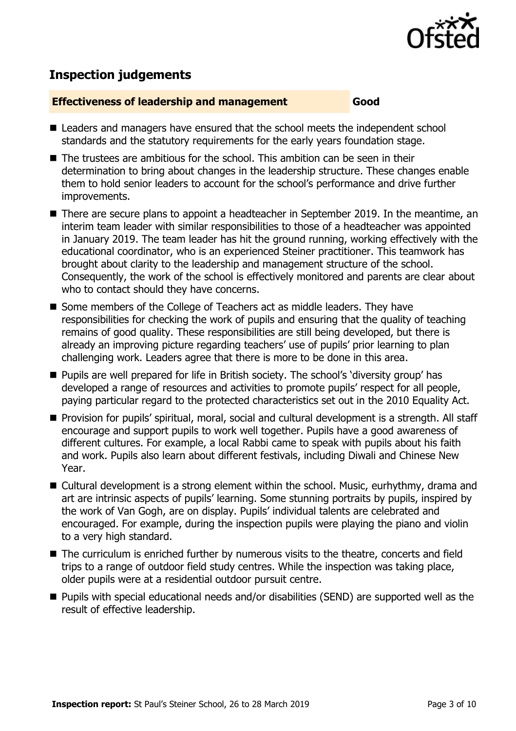## Inspection judgements

**Effectiveness of leadership and management** **Good**

- Leaders and managers have ensured that the school meets the independent school standards and the statutory requirements for the early years foundation stage.
- The trustees are ambitious for the school. This ambition can be seen in their determination to bring about changes in the leadership structure. These changes enable them to hold senior leaders to account for the school's performance and drive further improvements.
- There are secure plans to appoint a headteacher in September 2019. In the meantime, an interim team leader with similar responsibilities to those of a headteacher was appointed in January 2019. The team leader has hit the ground running, working effectively with the educational coordinator, who is an experienced Steiner practitioner. This teamwork has brought about clarity to the leadership and management structure of the school. Consequently, the work of the school is effectively monitored and parents are clear about who to contact should they have concerns.
- Some members of the College of Teachers act as middle leaders. They have responsibilities for checking the work of pupils and ensuring that the quality of teaching remains of good quality. These responsibilities are still being developed, but there is already an improving picture regarding teachers' use of pupils' prior learning to plan challenging work. Leaders agree that there is more to be done in this area.
- Pupils are well prepared for life in British society. The school's 'diversity group' has developed a range of resources and activities to promote pupils' respect for all people, paying particular regard to the protected characteristics set out in the 2010 Equality Act.
- Provision for pupils' spiritual, moral, social and cultural development is a strength. All staff encourage and support pupils to work well together. Pupils have a good awareness of different cultures. For example, a local Rabbi came to speak with pupils about his faith and work. Pupils also learn about different festivals, including Diwali and Chinese New Year.
- Cultural development is a strong element within the school. Music, eurhythmy, drama and art are intrinsic aspects of pupils' learning. Some stunning portraits by pupils, inspired by the work of Van Gogh, are on display. Pupils' individual talents are celebrated and encouraged. For example, during the inspection pupils were playing the piano and violin to a very high standard.
- The curriculum is enriched further by numerous visits to the theatre, concerts and field trips to a range of outdoor field study centres. While the inspection was taking place, older pupils were at a residential outdoor pursuit centre.
- Pupils with special educational needs and/or disabilities (SEND) are supported well as the result of effective leadership.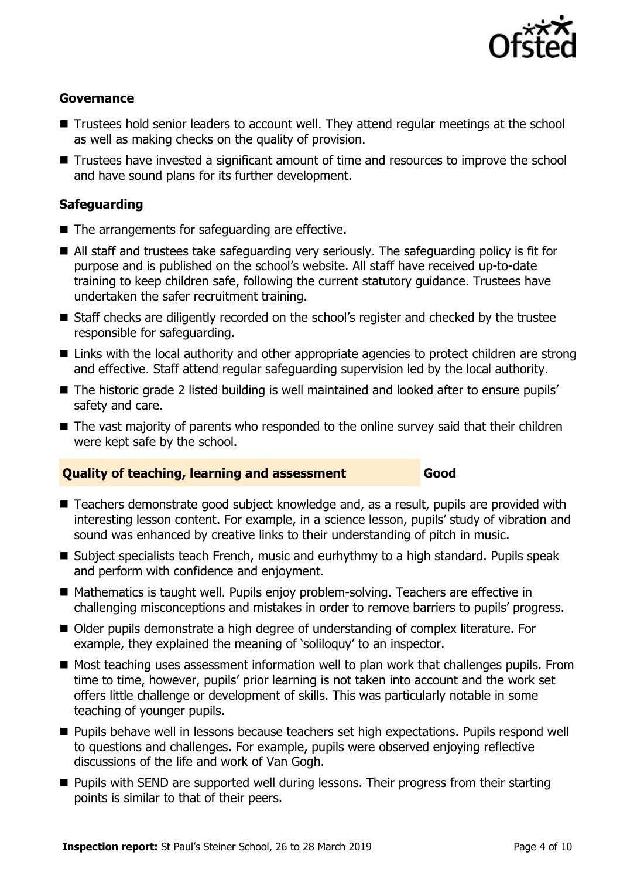### Governance

- Trustees hold senior leaders to account well. They attend regular meetings at the school as well as making checks on the quality of provision.
- Trustees have invested a significant amount of time and resources to improve the school and have sound plans for its further development.

### Safeguarding

- The arrangements for safeguarding are effective.
- All staff and trustees take safeguarding very seriously. The safeguarding policy is fit for purpose and is published on the school's website. All staff have received up-to-date training to keep children safe, following the current statutory guidance. Trustees have undertaken the safer recruitment training.
- Staff checks are diligently recorded on the school's register and checked by the trustee responsible for safeguarding.
- Links with the local authority and other appropriate agencies to protect children are strong and effective. Staff attend regular safeguarding supervision led by the local authority.
- The historic grade 2 listed building is well maintained and looked after to ensure pupils' safety and care.
- The vast majority of parents who responded to the online survey said that their children were kept safe by the school.

| Quality of teaching, learning and assessment | Good |
|---|---|

- Teachers demonstrate good subject knowledge and, as a result, pupils are provided with interesting lesson content. For example, in a science lesson, pupils' study of vibration and sound was enhanced by creative links to their understanding of pitch in music.
- Subject specialists teach French, music and eurhythmy to a high standard. Pupils speak and perform with confidence and enjoyment.
- Mathematics is taught well. Pupils enjoy problem-solving. Teachers are effective in challenging misconceptions and mistakes in order to remove barriers to pupils' progress.
- Older pupils demonstrate a high degree of understanding of complex literature. For example, they explained the meaning of 'soliloquy' to an inspector.
- Most teaching uses assessment information well to plan work that challenges pupils. From time to time, however, pupils' prior learning is not taken into account and the work set offers little challenge or development of skills. This was particularly notable in some teaching of younger pupils.
- Pupils behave well in lessons because teachers set high expectations. Pupils respond well to questions and challenges. For example, pupils were observed enjoying reflective discussions of the life and work of Van Gogh.
- Pupils with SEND are supported well during lessons. Their progress from their starting points is similar to that of their peers.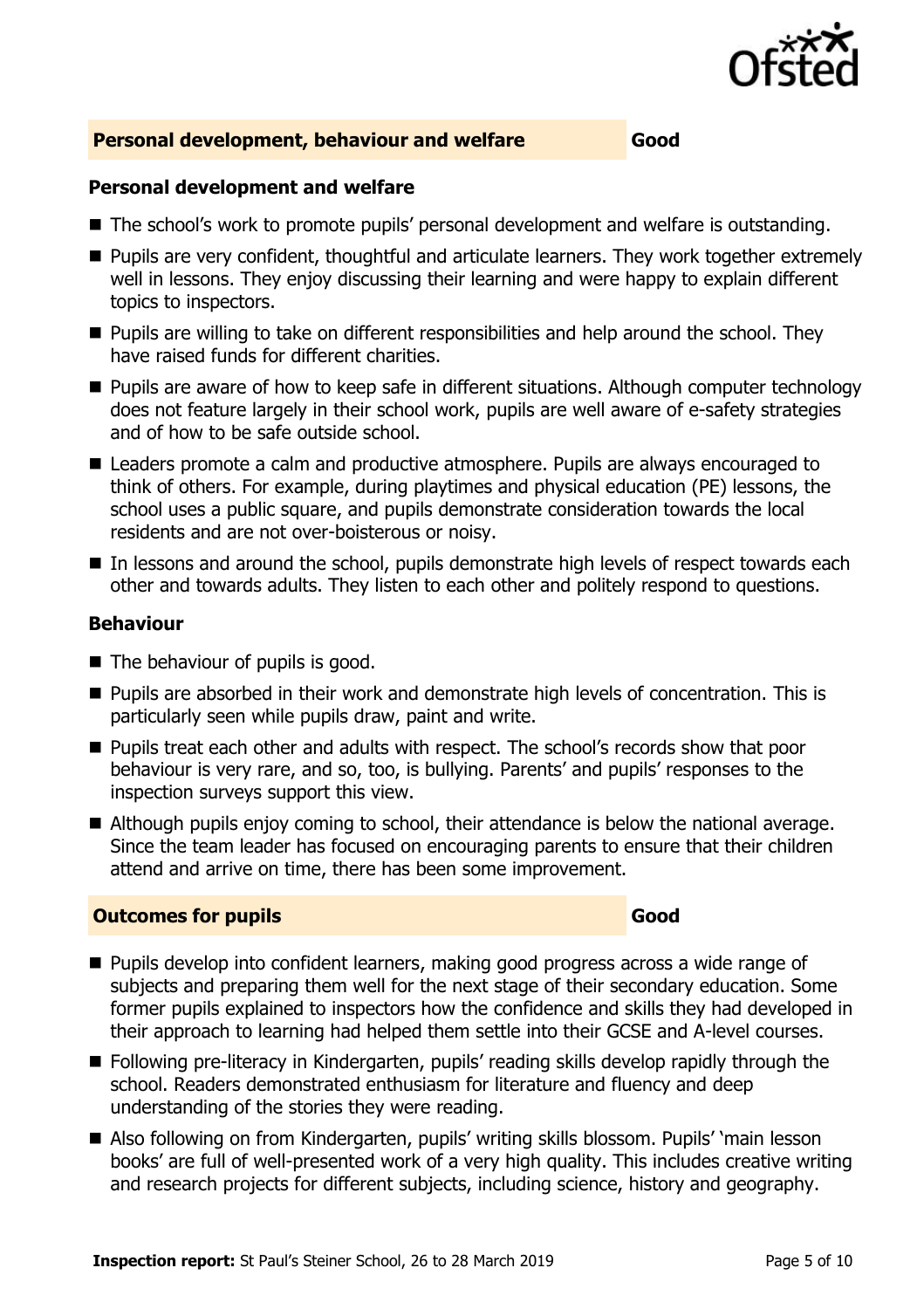## Personal development, behaviour and welfare — Good

### Personal development and welfare

- The school's work to promote pupils' personal development and welfare is outstanding.
- Pupils are very confident, thoughtful and articulate learners. They work together extremely well in lessons. They enjoy discussing their learning and were happy to explain different topics to inspectors.
- Pupils are willing to take on different responsibilities and help around the school. They have raised funds for different charities.
- Pupils are aware of how to keep safe in different situations. Although computer technology does not feature largely in their school work, pupils are well aware of e-safety strategies and of how to be safe outside school.
- Leaders promote a calm and productive atmosphere. Pupils are always encouraged to think of others. For example, during playtimes and physical education (PE) lessons, the school uses a public square, and pupils demonstrate consideration towards the local residents and are not over-boisterous or noisy.
- In lessons and around the school, pupils demonstrate high levels of respect towards each other and towards adults. They listen to each other and politely respond to questions.

### Behaviour

- The behaviour of pupils is good.
- Pupils are absorbed in their work and demonstrate high levels of concentration. This is particularly seen while pupils draw, paint and write.
- Pupils treat each other and adults with respect. The school's records show that poor behaviour is very rare, and so, too, is bullying. Parents' and pupils' responses to the inspection surveys support this view.
- Although pupils enjoy coming to school, their attendance is below the national average. Since the team leader has focused on encouraging parents to ensure that their children attend and arrive on time, there has been some improvement.

## Outcomes for pupils — Good

- Pupils develop into confident learners, making good progress across a wide range of subjects and preparing them well for the next stage of their secondary education. Some former pupils explained to inspectors how the confidence and skills they had developed in their approach to learning had helped them settle into their GCSE and A-level courses.
- Following pre-literacy in Kindergarten, pupils' reading skills develop rapidly through the school. Readers demonstrated enthusiasm for literature and fluency and deep understanding of the stories they were reading.
- Also following on from Kindergarten, pupils' writing skills blossom. Pupils' 'main lesson books' are full of well-presented work of a very high quality. This includes creative writing and research projects for different subjects, including science, history and geography.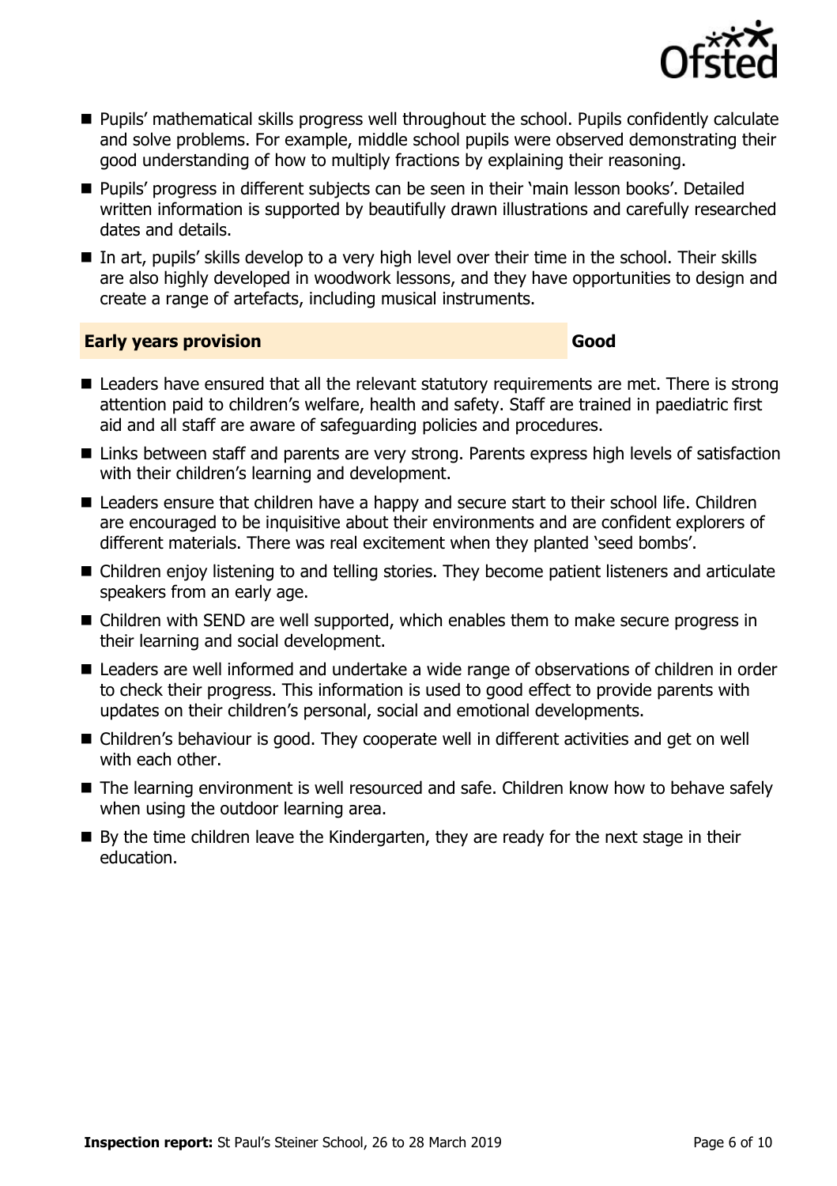- Pupils' mathematical skills progress well throughout the school. Pupils confidently calculate and solve problems. For example, middle school pupils were observed demonstrating their good understanding of how to multiply fractions by explaining their reasoning.
- Pupils' progress in different subjects can be seen in their 'main lesson books'. Detailed written information is supported by beautifully drawn illustrations and carefully researched dates and details.
- In art, pupils' skills develop to a very high level over their time in the school. Their skills are also highly developed in woodwork lessons, and they have opportunities to design and create a range of artefacts, including musical instruments.

## Early years provision — Good

- Leaders have ensured that all the relevant statutory requirements are met. There is strong attention paid to children's welfare, health and safety. Staff are trained in paediatric first aid and all staff are aware of safeguarding policies and procedures.
- Links between staff and parents are very strong. Parents express high levels of satisfaction with their children's learning and development.
- Leaders ensure that children have a happy and secure start to their school life. Children are encouraged to be inquisitive about their environments and are confident explorers of different materials. There was real excitement when they planted 'seed bombs'.
- Children enjoy listening to and telling stories. They become patient listeners and articulate speakers from an early age.
- Children with SEND are well supported, which enables them to make secure progress in their learning and social development.
- Leaders are well informed and undertake a wide range of observations of children in order to check their progress. This information is used to good effect to provide parents with updates on their children's personal, social and emotional developments.
- Children's behaviour is good. They cooperate well in different activities and get on well with each other.
- The learning environment is well resourced and safe. Children know how to behave safely when using the outdoor learning area.
- By the time children leave the Kindergarten, they are ready for the next stage in their education.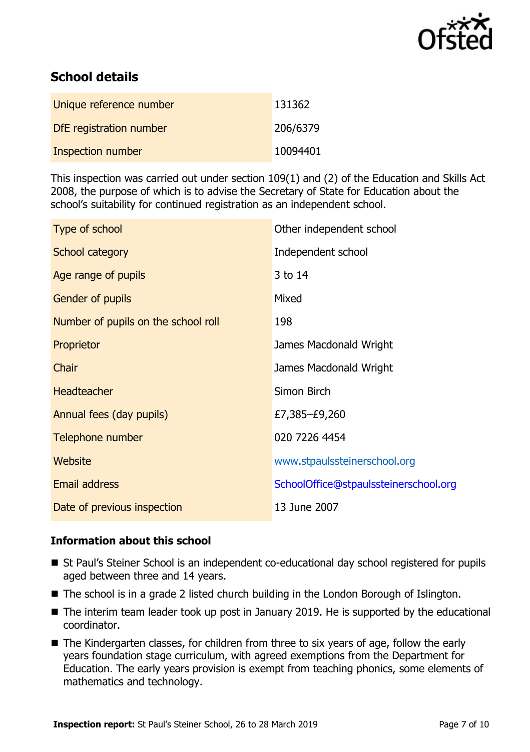## School details

| | |
|---|---|
| Unique reference number | 131362 |
| DfE registration number | 206/6379 |
| Inspection number | 10094401 |

This inspection was carried out under section 109(1) and (2) of the Education and Skills Act 2008, the purpose of which is to advise the Secretary of State for Education about the school's suitability for continued registration as an independent school.

| | |
|---|---|
| Type of school | Other independent school |
| School category | Independent school |
| Age range of pupils | 3 to 14 |
| Gender of pupils | Mixed |
| Number of pupils on the school roll | 198 |
| Proprietor | James Macdonald Wright |
| Chair | James Macdonald Wright |
| Headteacher | Simon Birch |
| Annual fees (day pupils) | £7,385–£9,260 |
| Telephone number | 020 7226 4454 |
| Website | www.stpaulssteinerschool.org |
| Email address | SchoolOffice@stpaulssteinerschool.org |
| Date of previous inspection | 13 June 2007 |

### Information about this school

- St Paul's Steiner School is an independent co-educational day school registered for pupils aged between three and 14 years.
- The school is in a grade 2 listed church building in the London Borough of Islington.
- The interim team leader took up post in January 2019. He is supported by the educational coordinator.
- The Kindergarten classes, for children from three to six years of age, follow the early years foundation stage curriculum, with agreed exemptions from the Department for Education. The early years provision is exempt from teaching phonics, some elements of mathematics and technology.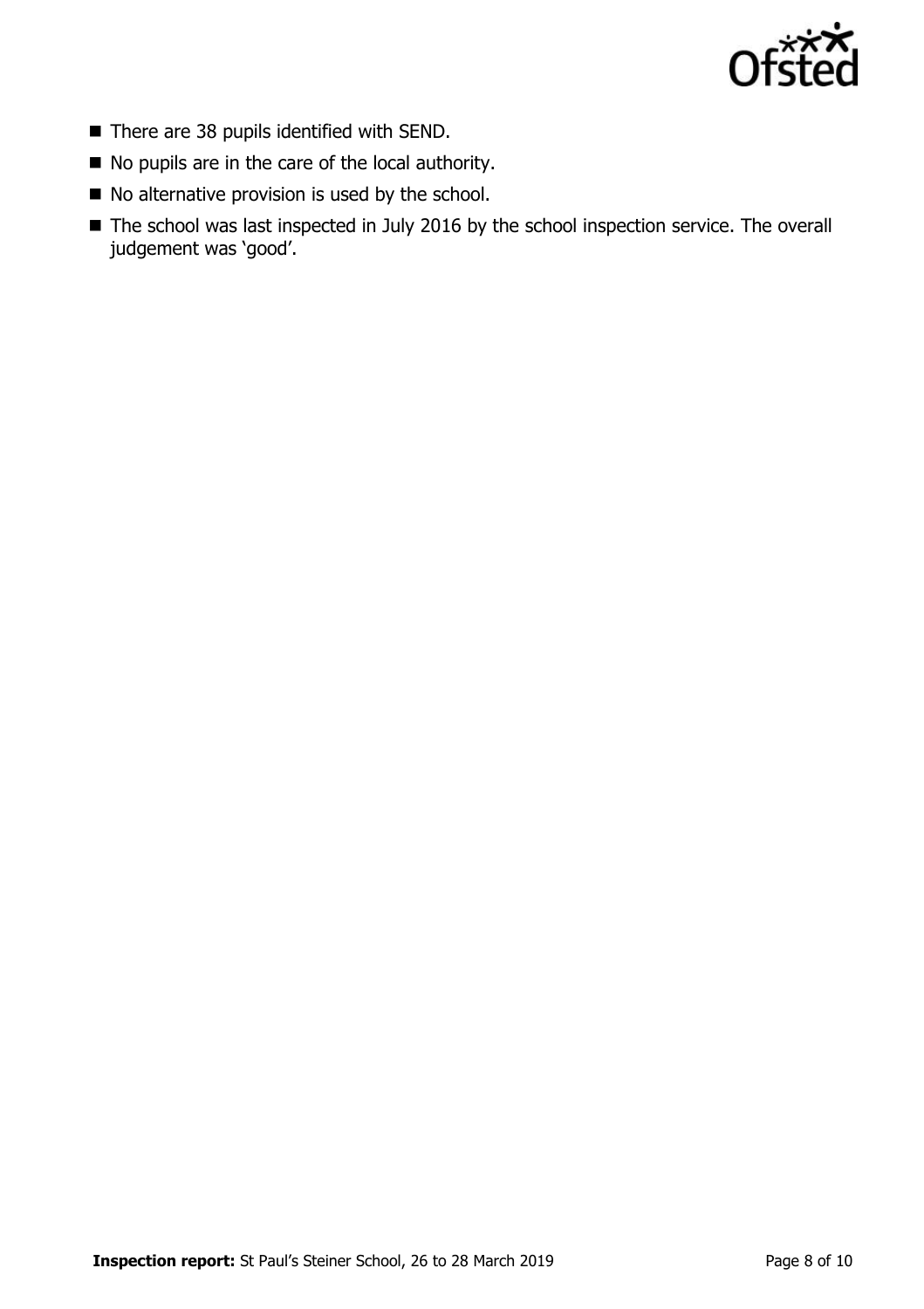- There are 38 pupils identified with SEND.
- No pupils are in the care of the local authority.
- No alternative provision is used by the school.
- The school was last inspected in July 2016 by the school inspection service. The overall judgement was 'good'.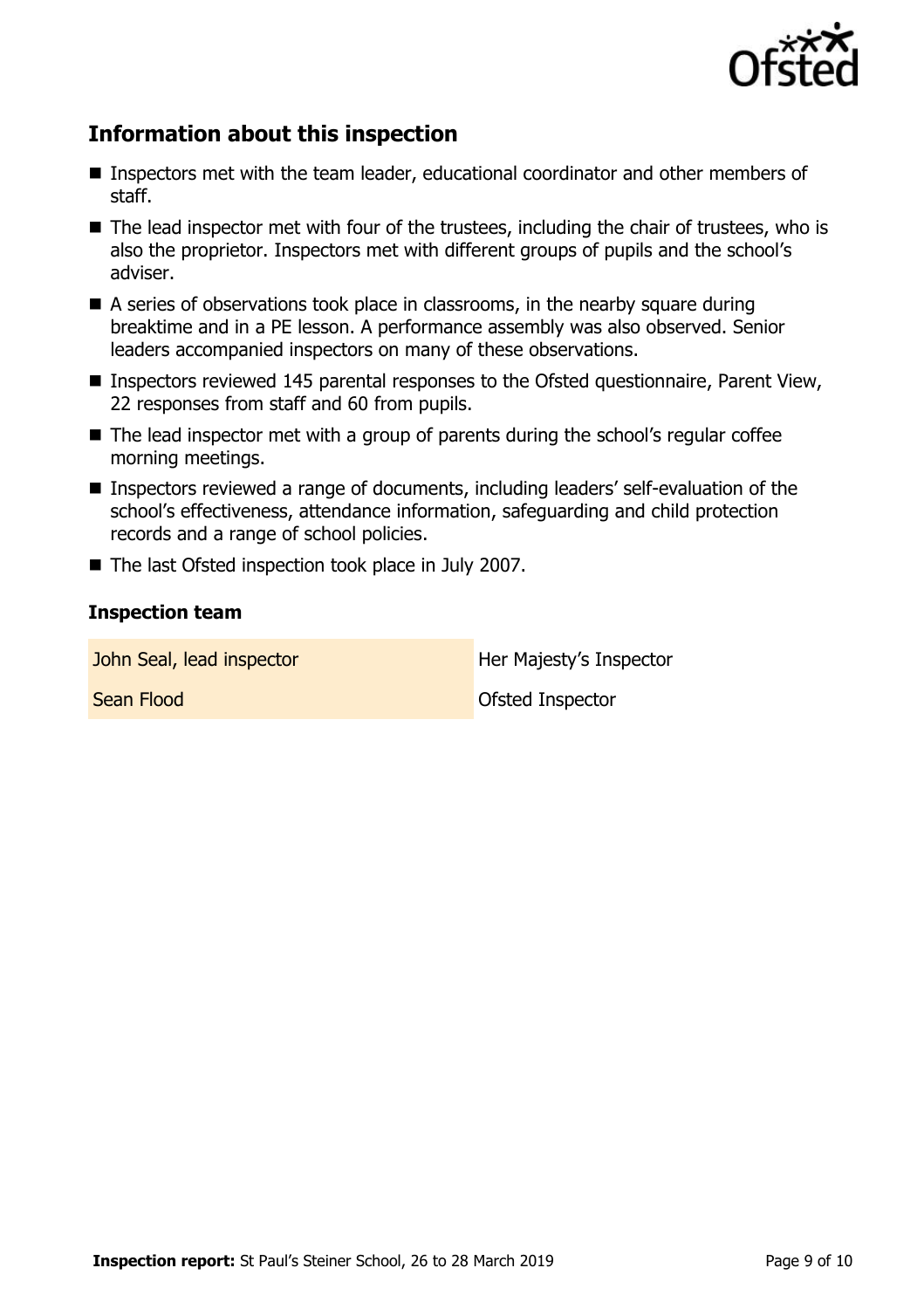## Information about this inspection

- Inspectors met with the team leader, educational coordinator and other members of staff.
- The lead inspector met with four of the trustees, including the chair of trustees, who is also the proprietor. Inspectors met with different groups of pupils and the school's adviser.
- A series of observations took place in classrooms, in the nearby square during breaktime and in a PE lesson. A performance assembly was also observed. Senior leaders accompanied inspectors on many of these observations.
- Inspectors reviewed 145 parental responses to the Ofsted questionnaire, Parent View, 22 responses from staff and 60 from pupils.
- The lead inspector met with a group of parents during the school's regular coffee morning meetings.
- Inspectors reviewed a range of documents, including leaders' self-evaluation of the school's effectiveness, attendance information, safeguarding and child protection records and a range of school policies.
- The last Ofsted inspection took place in July 2007.

### Inspection team

| | |
|---|---|
| John Seal, lead inspector | Her Majesty's Inspector |
| Sean Flood | Ofsted Inspector |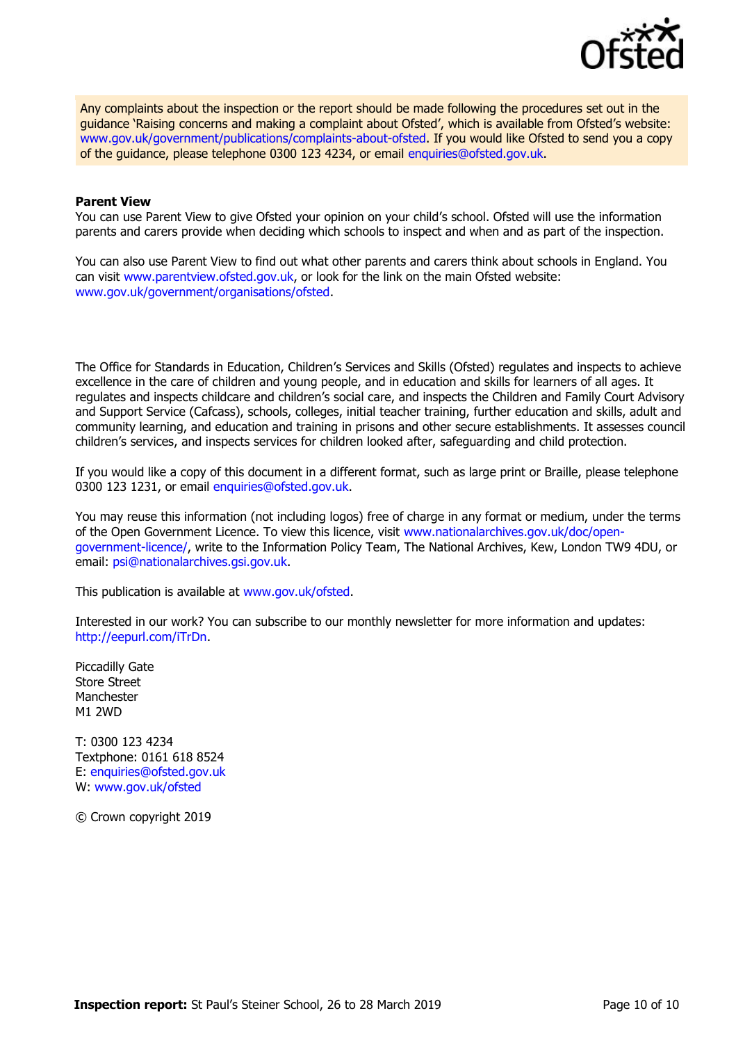Any complaints about the inspection or the report should be made following the procedures set out in the guidance 'Raising concerns and making a complaint about Ofsted', which is available from Ofsted's website: www.gov.uk/government/publications/complaints-about-ofsted. If you would like Ofsted to send you a copy of the guidance, please telephone 0300 123 4234, or email enquiries@ofsted.gov.uk.

**Parent View**

You can use Parent View to give Ofsted your opinion on your child's school. Ofsted will use the information parents and carers provide when deciding which schools to inspect and when and as part of the inspection.

You can also use Parent View to find out what other parents and carers think about schools in England. You can visit www.parentview.ofsted.gov.uk, or look for the link on the main Ofsted website: www.gov.uk/government/organisations/ofsted.

The Office for Standards in Education, Children's Services and Skills (Ofsted) regulates and inspects to achieve excellence in the care of children and young people, and in education and skills for learners of all ages. It regulates and inspects childcare and children's social care, and inspects the Children and Family Court Advisory and Support Service (Cafcass), schools, colleges, initial teacher training, further education and skills, adult and community learning, and education and training in prisons and other secure establishments. It assesses council children's services, and inspects services for children looked after, safeguarding and child protection.

If you would like a copy of this document in a different format, such as large print or Braille, please telephone 0300 123 1231, or email enquiries@ofsted.gov.uk.

You may reuse this information (not including logos) free of charge in any format or medium, under the terms of the Open Government Licence. To view this licence, visit www.nationalarchives.gov.uk/doc/open-government-licence/, write to the Information Policy Team, The National Archives, Kew, London TW9 4DU, or email: psi@nationalarchives.gsi.gov.uk.

This publication is available at www.gov.uk/ofsted.

Interested in our work? You can subscribe to our monthly newsletter for more information and updates: http://eepurl.com/iTrDn.

Piccadilly Gate
Store Street
Manchester
M1 2WD

T: 0300 123 4234
Textphone: 0161 618 8524
E: enquiries@ofsted.gov.uk
W: www.gov.uk/ofsted

© Crown copyright 2019